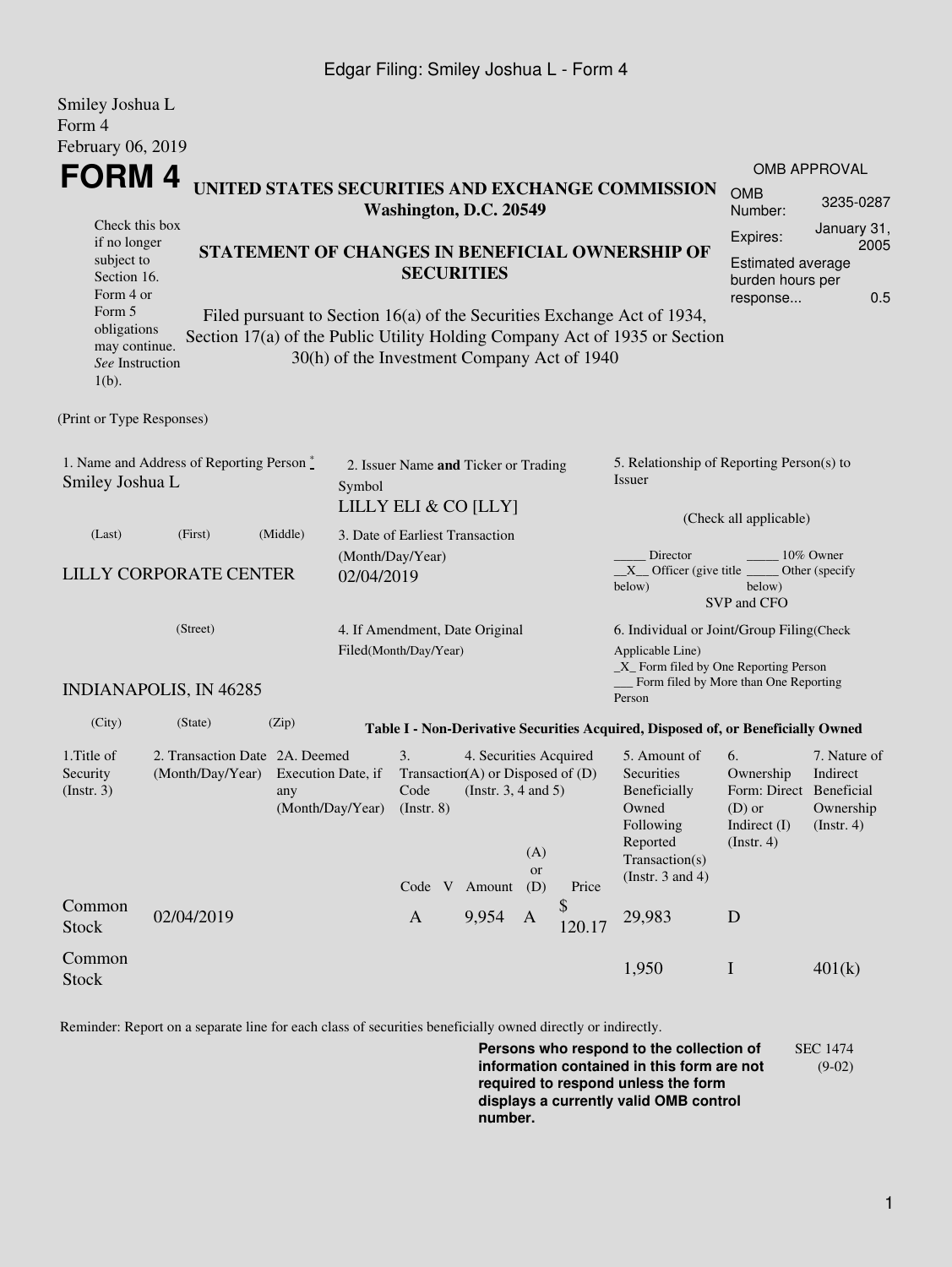Edgar Filing: Smiley Joshua L - Form 4

Smiley Joshua L
Form 4
February 06, 2019

# FORM 4

**UNITED STATES SECURITIES AND EXCHANGE COMMISSION**
**Washington, D.C. 20549**

**STATEMENT OF CHANGES IN BENEFICIAL OWNERSHIP OF SECURITIES**

Filed pursuant to Section 16(a) of the Securities Exchange Act of 1934, Section 17(a) of the Public Utility Holding Company Act of 1935 or Section 30(h) of the Investment Company Act of 1940

Check this box if no longer subject to Section 16. Form 4 or Form 5 obligations may continue. *See* Instruction 1(b).

| OMB APPROVAL | |
|---|---|
| OMB Number: | 3235-0287 |
| Expires: | January 31, 2005 |
| Estimated average burden hours per response... | 0.5 |

(Print or Type Responses)

1. Name and Address of Reporting Person *
Smiley Joshua L

(Last) (First) (Middle)

LILLY CORPORATE CENTER

(Street)

INDIANAPOLIS, IN 46285

(City) (State) (Zip)

2. Issuer Name **and** Ticker or Trading Symbol
LILLY ELI & CO [LLY]

3. Date of Earliest Transaction (Month/Day/Year)
02/04/2019

4. If Amendment, Date Original Filed(Month/Day/Year)

5. Relationship of Reporting Person(s) to Issuer

(Check all applicable)

_____ Director _____ 10% Owner
__X__ Officer (give title below) _____ Other (specify below)
SVP and CFO

6. Individual or Joint/Group Filing(Check Applicable Line)
_X_ Form filed by One Reporting Person
___ Form filed by More than One Reporting Person

**Table I - Non-Derivative Securities Acquired, Disposed of, or Beneficially Owned**

| 1.Title of Security (Instr. 3) | 2. Transaction Date (Month/Day/Year) | 2A. Deemed Execution Date, if any (Month/Day/Year) | 3. Transaction Code (Instr. 8) | | 4. Securities Acquired (A) or Disposed of (D) (Instr. 3, 4 and 5) | | | 5. Amount of Securities Beneficially Owned Following Reported Transaction(s) (Instr. 3 and 4) | 6. Ownership Form: Direct (D) or Indirect (I) (Instr. 4) | 7. Nature of Indirect Beneficial Ownership (Instr. 4) |
|---|---|---|---|---|---|---|---|---|---|---|
| | | | Code | V | Amount | (A) or (D) | Price | | | |
| Common Stock | 02/04/2019 | | A | | 9,954 | A | $ 120.17 | 29,983 | D | |
| Common Stock | | | | | | | | 1,950 | I | 401(k) |

Reminder: Report on a separate line for each class of securities beneficially owned directly or indirectly.

**Persons who respond to the collection of information contained in this form are not required to respond unless the form displays a currently valid OMB control number.**

SEC 1474 (9-02)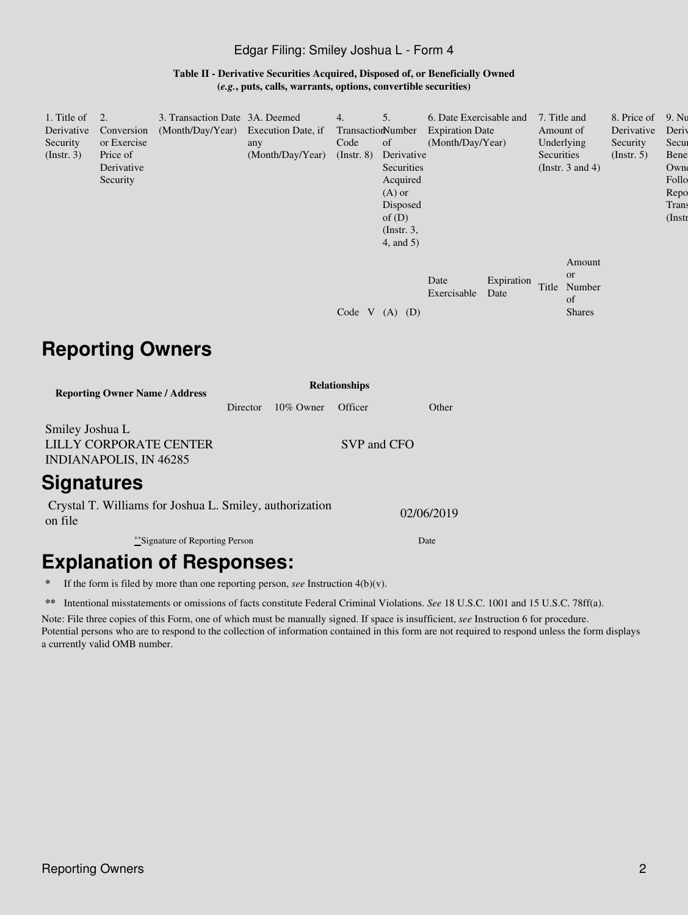#### Table II - Derivative Securities Acquired, Disposed of, or Beneficially Owned
**(*e.g.*, puts, calls, warrants, options, convertible securities)**

| 1. Title of Derivative Security (Instr. 3) | 2. Conversion or Exercise Price of Derivative Security | 3. Transaction Date (Month/Day/Year) | 3A. Deemed Execution Date, if any (Month/Day/Year) | 4. Transaction Code (Instr. 8) | | 5. Number of Derivative Securities Acquired (A) or Disposed of (D) (Instr. 3, 4, and 5) | | 6. Date Exercisable and Expiration Date (Month/Day/Year) | | 7. Title and Amount of Underlying Securities (Instr. 3 and 4) | | 8. Price of Derivative Security (Instr. 5) | 9. Nu Deriv Secur Bene Owne Follo Repo Trans (Instr |
|---|---|---|---|---|---|---|---|---|---|---|---|---|---|
| | | | | Code | V | (A) | (D) | Date Exercisable | Expiration Date | Title | Amount or Number of Shares | | |

## Reporting Owners

| Reporting Owner Name / Address | Relationships | | | |
|---|---|---|---|---|
| | Director | 10% Owner | Officer | Other |
| Smiley Joshua L<br>LILLY CORPORATE CENTER<br>INDIANAPOLIS, IN 46285 | | | SVP and CFO | |

## Signatures

| | |
|---|---|
| Crystal T. Williams for Joshua L. Smiley, authorization on file | 02/06/2019 |
| **Signature of Reporting Person | Date |

## Explanation of Responses:

\* If the form is filed by more than one reporting person, *see* Instruction 4(b)(v).

** Intentional misstatements or omissions of facts constitute Federal Criminal Violations. *See* 18 U.S.C. 1001 and 15 U.S.C. 78ff(a).

Note: File three copies of this Form, one of which must be manually signed. If space is insufficient, *see* Instruction 6 for procedure.
Potential persons who are to respond to the collection of information contained in this form are not required to respond unless the form displays a currently valid OMB number.